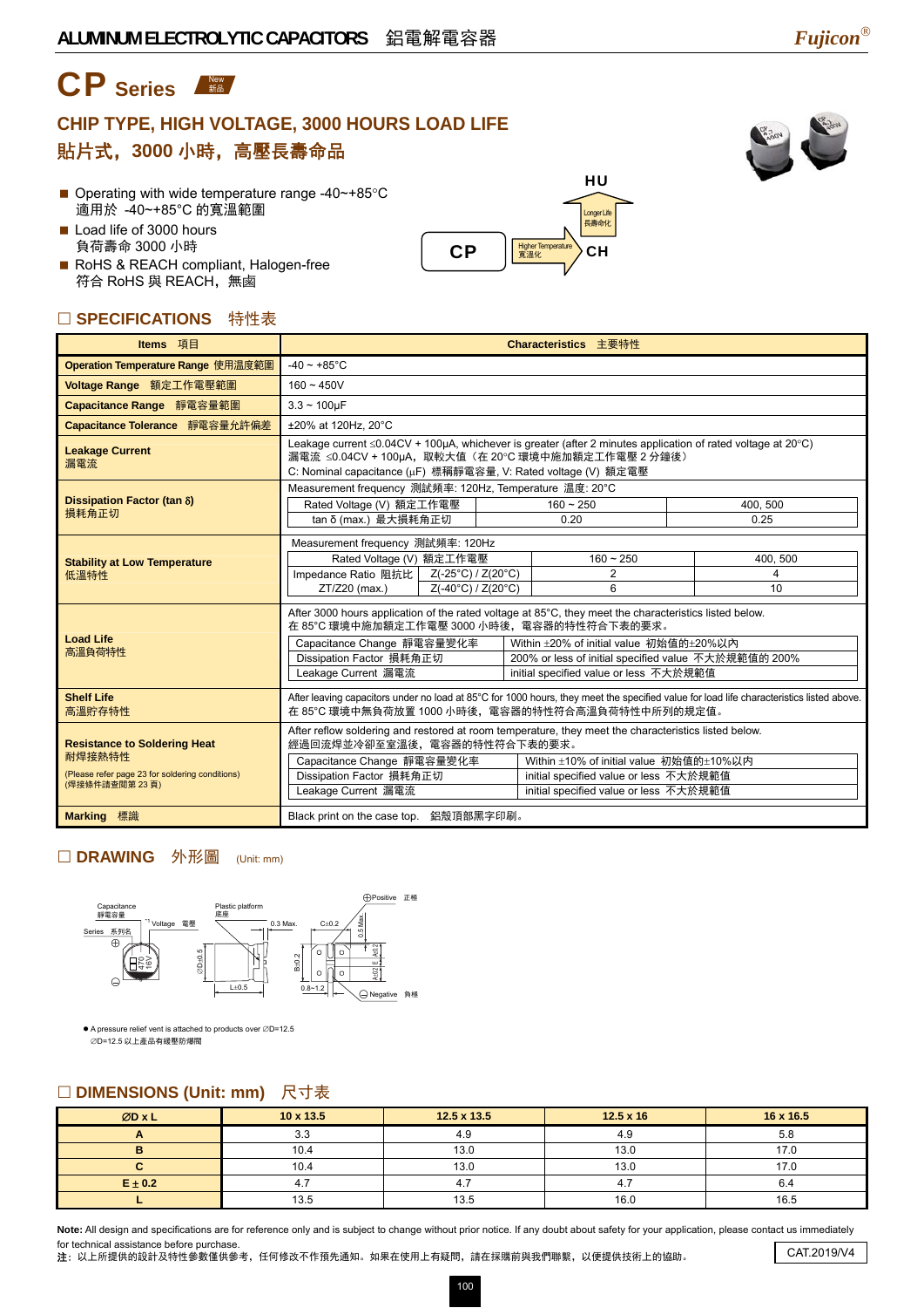# ALUMINUM ELECTROLYTIC CAPACITORS 鋁電解電容器

# CP Series 新品 New

## CHIP TYPE, HIGH VOLTAGE, 3000 HOURS LOAD LIFE
## 貼片式，3000 小時，高壓長壽命品

- Operating with wide temperature range -40~+85°C
  適用於 -40~+85°C 的寬溫範圍
- Load life of 3000 hours
  負荷壽命 3000 小時
- RoHS & REACH compliant, Halogen-free
  符合 RoHS 與 REACH，無鹵

CP → (Higher Temperature 寬溫化) → CH → (Longer Life 長壽命化) → HU

## □ SPECIFICATIONS 特性表

| Items 項目 | Characteristics 主要特性 |
|---|---|
| Operation Temperature Range 使用溫度範圍 | -40 ~ +85°C |
| Voltage Range 額定工作電壓範圍 | 160 ~ 450V |
| Capacitance Range 靜電容量範圍 | 3.3 ~ 100μF |
| Capacitance Tolerance 靜電容量允許偏差 | ±20% at 120Hz, 20°C |
| Leakage Current 漏電流 | Leakage current ≤0.04CV + 100μA, whichever is greater (after 2 minutes application of rated voltage at 20°C)<br>漏電流 ≤0.04CV + 100μA，取較大值（在 20°C 環境中施加額定工作電壓 2 分鐘後）<br>C: Nominal capacitance (μF) 標稱靜電容量, V: Rated voltage (V) 額定電壓 |
| Dissipation Factor (tan δ) 損耗角正切 | Measurement frequency 測試頻率: 120Hz, Temperature 溫度: 20°C<br>Rated Voltage (V) 額定工作電壓: 160 ~ 250 / 400, 500<br>tan δ (max.) 最大損耗角正切: 0.20 / 0.25 |
| Stability at Low Temperature 低溫特性 | Measurement frequency 測試頻率: 120Hz<br>Rated Voltage (V) 額定工作電壓: 160 ~ 250 / 400, 500<br>Impedance Ratio 阻抗比 ZT/Z20 (max.): Z(-25°C) / Z(20°C): 2 / 4; Z(-40°C) / Z(20°C): 6 / 10 |
| Load Life 高溫負荷特性 | After 3000 hours application of the rated voltage at 85°C, they meet the characteristics listed below.<br>在 85°C 環境中施加額定工作電壓 3000 小時後，電容器的特性符合下表的要求。<br>Capacitance Change 靜電容量變化率: Within ±20% of initial value 初始值的±20%以內<br>Dissipation Factor 損耗角正切: 200% or less of initial specified value 不大於規範值的 200%<br>Leakage Current 漏電流: initial specified value or less 不大於規範值 |
| Shelf Life 高溫貯存特性 | After leaving capacitors under no load at 85°C for 1000 hours, they meet the specified value for load life characteristics listed above.<br>在 85°C 環境中無負荷放置 1000 小時後，電容器的特性符合高溫負荷特性中所列的規定值。 |
| Resistance to Soldering Heat 耐焊接熱特性<br>(Please refer page 23 for soldering conditions)<br>(焊接條件請查閱第 23 頁) | After reflow soldering and restored at room temperature, they meet the characteristics listed below.<br>經過回流焊並冷卻至室溫後，電容器的特性符合下表的要求。<br>Capacitance Change 靜電容量變化率: Within ±10% of initial value 初始值的±10%以內<br>Dissipation Factor 損耗角正切: initial specified value or less 不大於規範值<br>Leakage Current 漏電流: initial specified value or less 不大於規範值 |
| Marking 標識 | Black print on the case top. 鋁殼頂部黑字印刷。 |

## □ DRAWING 外形圖 (Unit: mm)

Capacitance 靜電容量; Voltage 電壓; Series 系列名; Plastic platform 底座; ⌀D±0.5; L±0.5; 0.3 Max.; C±0.2; B±0.2; A±0.2; E; 0.5 Max.; 0.8~1.2; ⊕Positive 正極; ⊖Negative 負極

- A pressure relief vent is attached to products over ⌀D=12.5
  ⌀D=12.5 以上產品有經壓防爆閥

## □ DIMENSIONS (Unit: mm) 尺寸表

| ⌀D x L | 10 x 13.5 | 12.5 x 13.5 | 12.5 x 16 | 16 x 16.5 |
|---|---|---|---|---|
| A | 3.3 | 4.9 | 4.9 | 5.8 |
| B | 10.4 | 13.0 | 13.0 | 17.0 |
| C | 10.4 | 13.0 | 13.0 | 17.0 |
| E ± 0.2 | 4.7 | 4.7 | 4.7 | 6.4 |
| L | 13.5 | 13.5 | 16.0 | 16.5 |

**Note:** All design and specifications are for reference only and is subject to change without prior notice. If any doubt about safety for your application, please contact us immediately for technical assistance before purchase.
**注**：以上所提供的設計及特性參數僅供參考，任何修改不作預先通知。如果在使用上有疑問，請在採購前與我們聯繫，以便提供技術上的協助。

CAT.2019/V4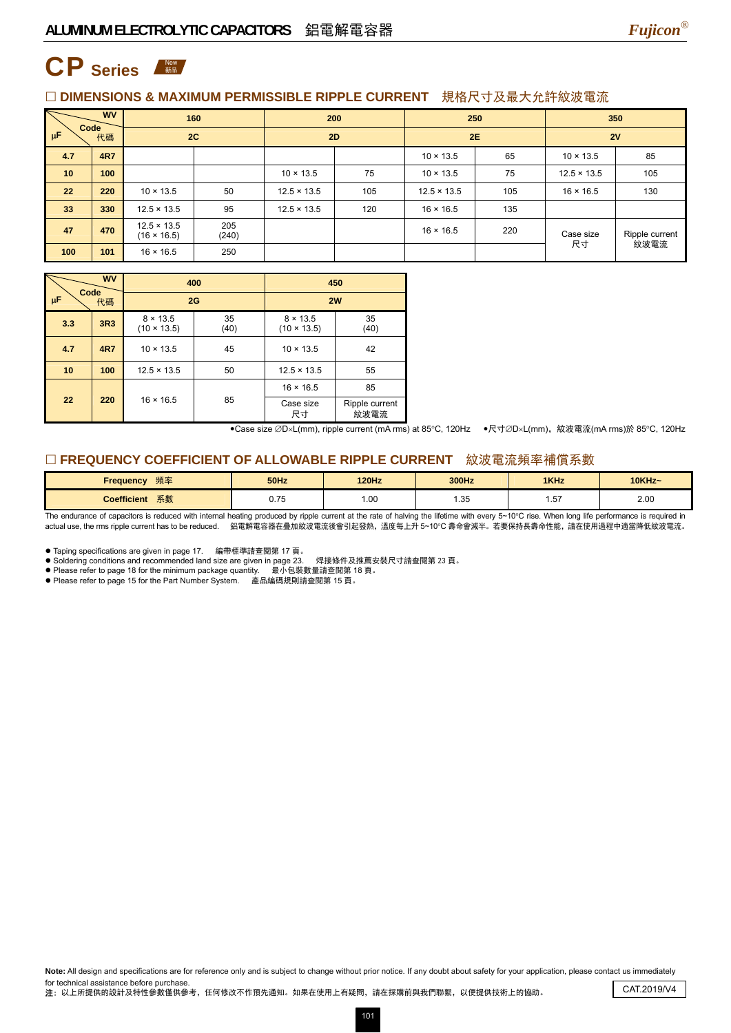## CP Series New 新品

### □ DIMENSIONS & MAXIMUM PERMISSIBLE RIPPLE CURRENT 規格尺寸及最大允許紋波電流

| μF | Code 代碼 | 160 (2C) | | 200 (2D) | | 250 (2E) | | 350 (2V) | |
|---|---|---|---|---|---|---|---|---|---|
| 4.7 | 4R7 | | | | | 10 × 13.5 | 65 | 10 × 13.5 | 85 |
| 10 | 100 | | | 10 × 13.5 | 75 | 10 × 13.5 | 75 | 12.5 × 13.5 | 105 |
| 22 | 220 | 10 × 13.5 | 50 | 12.5 × 13.5 | 105 | 12.5 × 13.5 | 105 | 16 × 16.5 | 130 |
| 33 | 330 | 12.5 × 13.5 | 95 | 12.5 × 13.5 | 120 | 16 × 16.5 | 135 | | |
| 47 | 470 | 12.5 × 13.5 (16 × 16.5) | 205 (240) | | | 16 × 16.5 | 220 | Case size 尺寸 | Ripple current 紋波電流 |
| 100 | 101 | 16 × 16.5 | 250 | | | | | | |

| μF | Code 代碼 | 400 (2G) | | 450 (2W) | |
|---|---|---|---|---|---|
| 3.3 | 3R3 | 8 × 13.5 (10 × 13.5) | 35 (40) | 8 × 13.5 (10 × 13.5) | 35 (40) |
| 4.7 | 4R7 | 10 × 13.5 | 45 | 10 × 13.5 | 42 |
| 10 | 100 | 12.5 × 13.5 | 50 | 12.5 × 13.5 | 55 |
| 22 | 220 | 16 × 16.5 | 85 | 16 × 16.5 | 85 |
| | | | | Case size 尺寸 | Ripple current 紋波電流 |

•Case size ∅D×L(mm), ripple current (mA rms) at 85°C, 120Hz •尺寸∅D×L(mm)，紋波電流(mA rms)於 85°C, 120Hz

### □ FREQUENCY COEFFICIENT OF ALLOWABLE RIPPLE CURRENT 紋波電流頻率補償系數

| Frequency 頻率 | 50Hz | 120Hz | 300Hz | 1KHz | 10KHz~ |
|---|---|---|---|---|---|
| Coefficient 系數 | 0.75 | 1.00 | 1.35 | 1.57 | 2.00 |

The endurance of capacitors is reduced with internal heating produced by ripple current at the rate of halving the lifetime with every 5~10°C rise. When long life performance is required in actual use, the rms ripple current has to be reduced. 鋁電解電容器在疊加紋波電流後會引起發熱，溫度每上升 5~10°C 壽命會減半。若要保持長壽命性能，請在使用過程中適當降低紋波電流。

- Taping specifications are given in page 17. 編帶標準請查閱第 17 頁。
- Soldering conditions and recommended land size are given in page 23. 焊接條件及推薦安裝尺寸請查閱第 23 頁。
- Please refer to page 18 for the minimum package quantity. 最小包裝數量請查閱第 18 頁。
- Please refer to page 15 for the Part Number System. 產品編碼規則請查閱第 15 頁。

**Note:** All design and specifications are for reference only and is subject to change without prior notice. If any doubt about safety for your application, please contact us immediately for technical assistance before purchase.
**注**：以上所提供的設計及特性參數僅供參考，任何修改不作預先通知。如果在使用上有疑問，請在採購前與我們聯繫，以便提供技術上的協助。

CAT.2019/V4